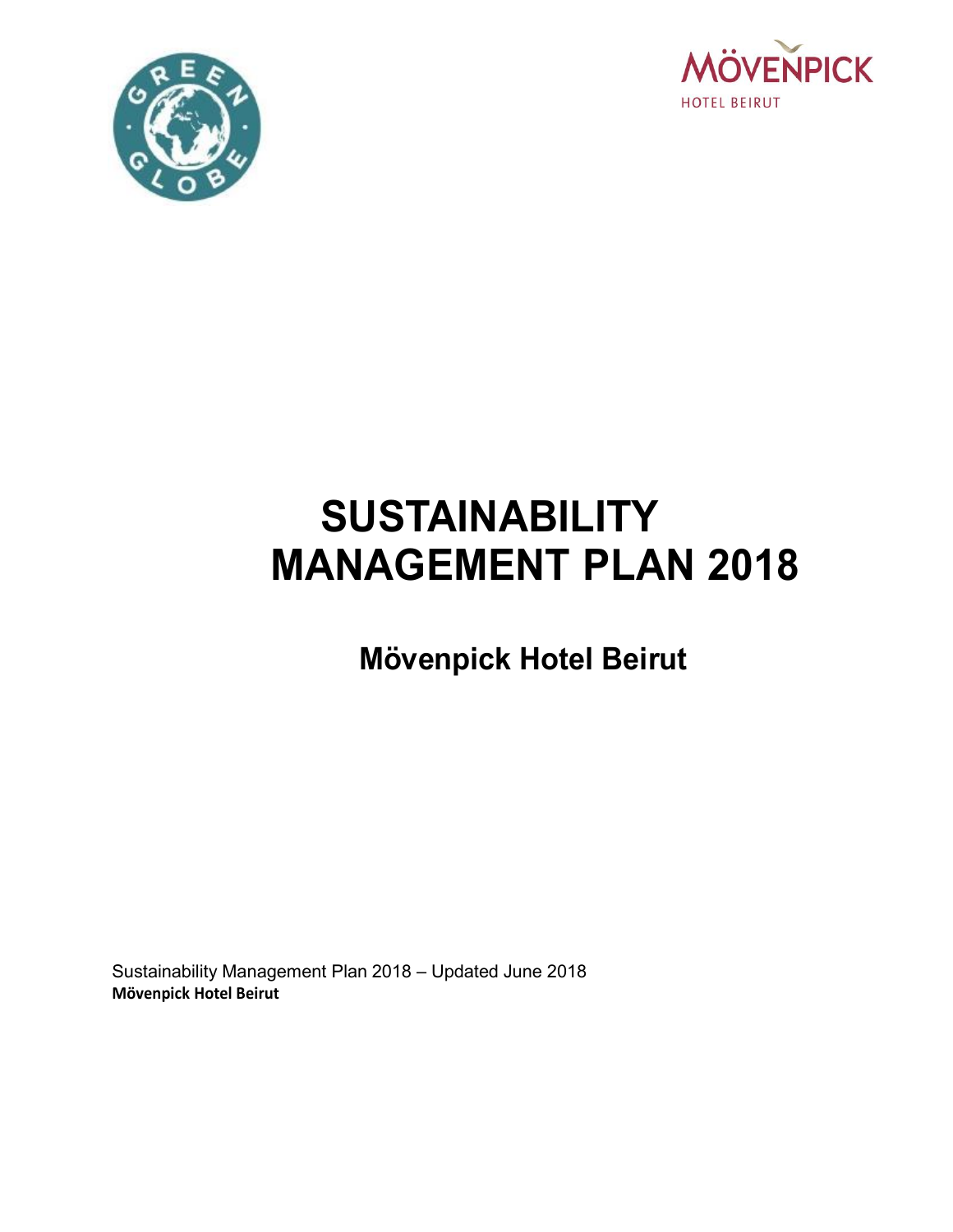MÖVENPICK
HOTEL BEIRUT

# SUSTAINABILITY MANAGEMENT PLAN 2018

## Mövenpick Hotel Beirut

Sustainability Management Plan 2018 – Updated June 2018
**Mövenpick Hotel Beirut**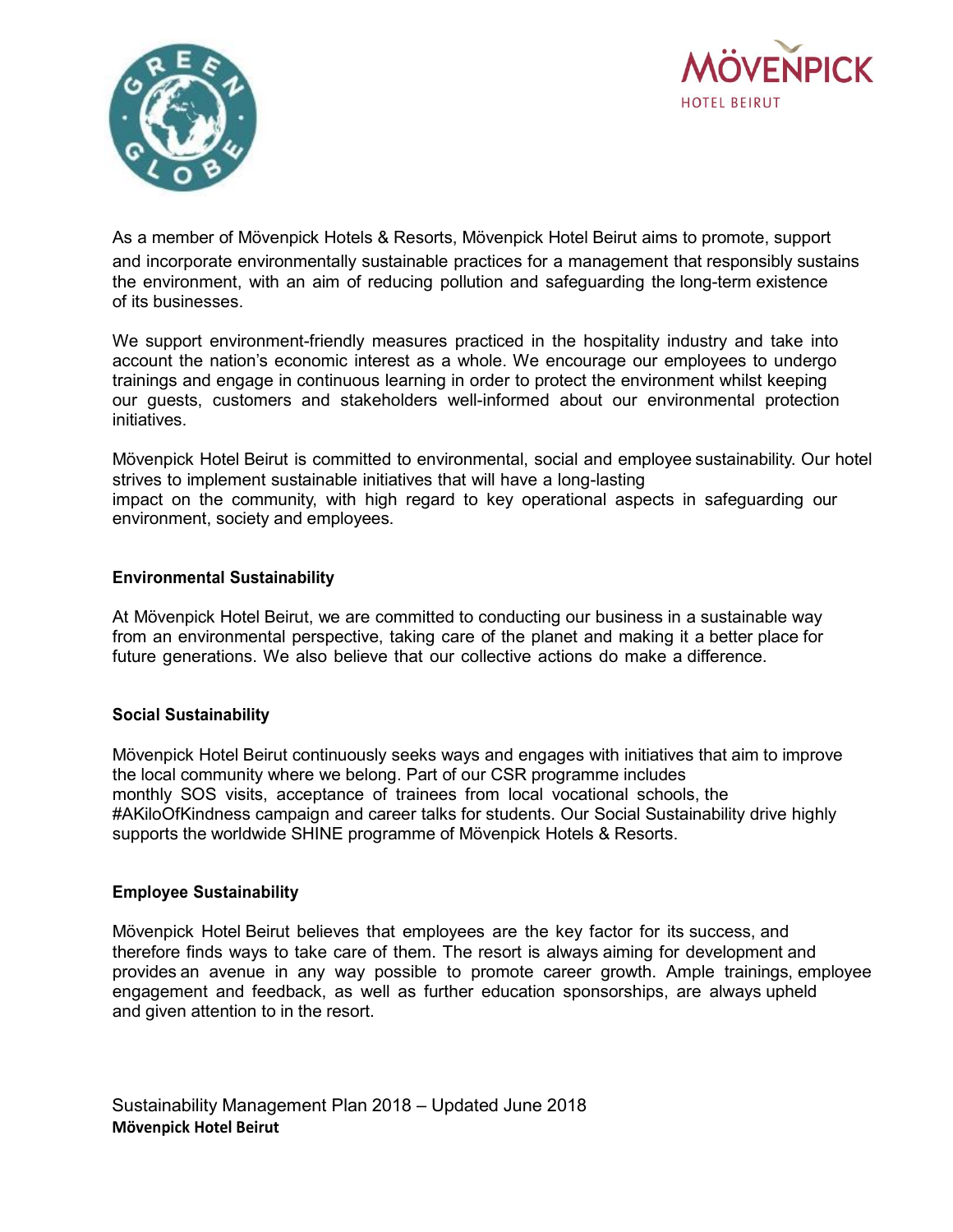As a member of Mövenpick Hotels & Resorts, Mövenpick Hotel Beirut aims to promote, support and incorporate environmentally sustainable practices for a management that responsibly sustains the environment, with an aim of reducing pollution and safeguarding the long-term existence of its businesses.

We support environment-friendly measures practiced in the hospitality industry and take into account the nation's economic interest as a whole. We encourage our employees to undergo trainings and engage in continuous learning in order to protect the environment whilst keeping our guests, customers and stakeholders well-informed about our environmental protection initiatives.

Mövenpick Hotel Beirut is committed to environmental, social and employee sustainability. Our hotel strives to implement sustainable initiatives that will have a long-lasting impact on the community, with high regard to key operational aspects in safeguarding our environment, society and employees.

## Environmental Sustainability

At Mövenpick Hotel Beirut, we are committed to conducting our business in a sustainable way from an environmental perspective, taking care of the planet and making it a better place for future generations. We also believe that our collective actions do make a difference.

## Social Sustainability

Mövenpick Hotel Beirut continuously seeks ways and engages with initiatives that aim to improve the local community where we belong. Part of our CSR programme includes monthly SOS visits, acceptance of trainees from local vocational schools, the #AKiloOfKindness campaign and career talks for students. Our Social Sustainability drive highly supports the worldwide SHINE programme of Mövenpick Hotels & Resorts.

## Employee Sustainability

Mövenpick Hotel Beirut believes that employees are the key factor for its success, and therefore finds ways to take care of them. The resort is always aiming for development and provides an avenue in any way possible to promote career growth. Ample trainings, employee engagement and feedback, as well as further education sponsorships, are always upheld and given attention to in the resort.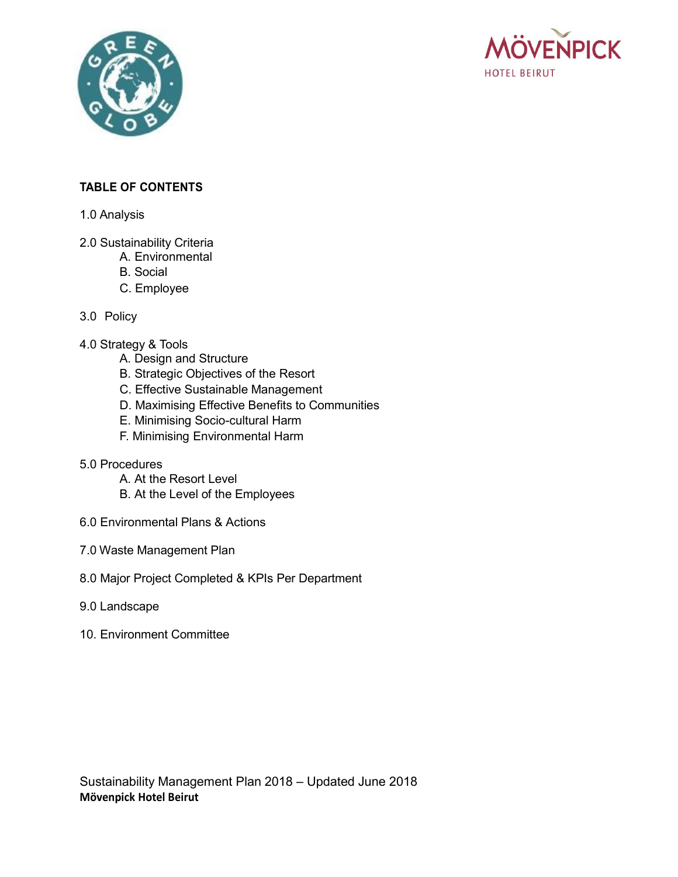**TABLE OF CONTENTS**

1.0 Analysis

2.0 Sustainability Criteria
  - A. Environmental
  - B. Social
  - C. Employee

3.0 Policy

4.0 Strategy & Tools
  - A. Design and Structure
  - B. Strategic Objectives of the Resort
  - C. Effective Sustainable Management
  - D. Maximising Effective Benefits to Communities
  - E. Minimising Socio-cultural Harm
  - F. Minimising Environmental Harm

5.0 Procedures
  - A. At the Resort Level
  - B. At the Level of the Employees

6.0 Environmental Plans & Actions

7.0 Waste Management Plan

8.0 Major Project Completed & KPIs Per Department

9.0 Landscape

10. Environment Committee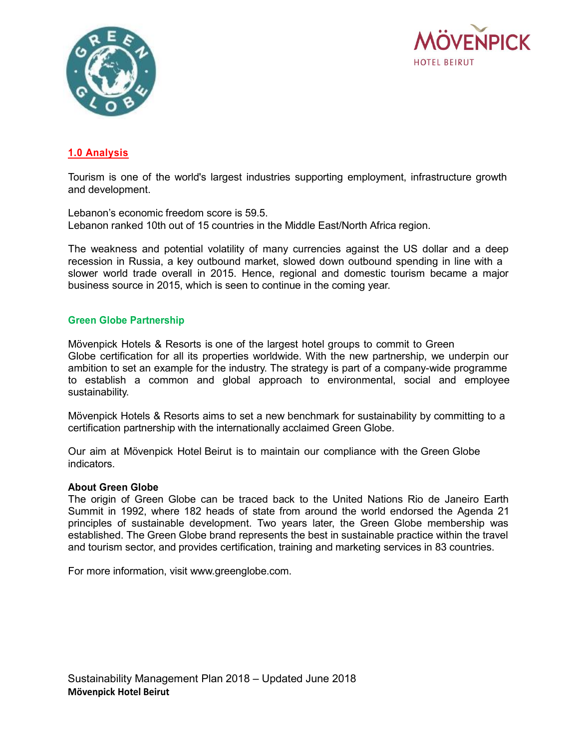## 1.0 Analysis

Tourism is one of the world's largest industries supporting employment, infrastructure growth and development.

Lebanon's economic freedom score is 59.5.
Lebanon ranked 10th out of 15 countries in the Middle East/North Africa region.

The weakness and potential volatility of many currencies against the US dollar and a deep recession in Russia, a key outbound market, slowed down outbound spending in line with a slower world trade overall in 2015. Hence, regional and domestic tourism became a major business source in 2015, which is seen to continue in the coming year.

### Green Globe Partnership

Mövenpick Hotels & Resorts is one of the largest hotel groups to commit to Green Globe certification for all its properties worldwide. With the new partnership, we underpin our ambition to set an example for the industry. The strategy is part of a company-wide programme to establish a common and global approach to environmental, social and employee sustainability.

Mövenpick Hotels & Resorts aims to set a new benchmark for sustainability by committing to a certification partnership with the internationally acclaimed Green Globe.

Our aim at Mövenpick Hotel Beirut is to maintain our compliance with the Green Globe indicators.

**About Green Globe**
The origin of Green Globe can be traced back to the United Nations Rio de Janeiro Earth Summit in 1992, where 182 heads of state from around the world endorsed the Agenda 21 principles of sustainable development. Two years later, the Green Globe membership was established. The Green Globe brand represents the best in sustainable practice within the travel and tourism sector, and provides certification, training and marketing services in 83 countries.

For more information, visit www.greenglobe.com.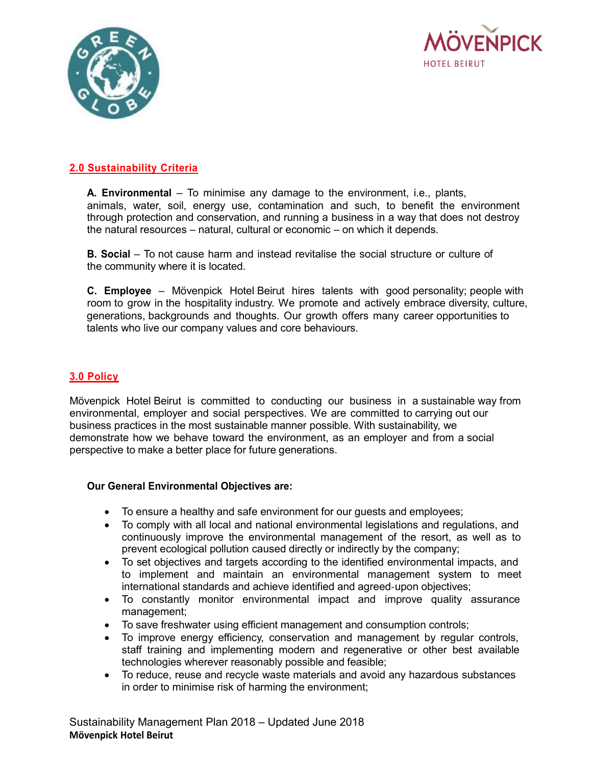## 2.0 Sustainability Criteria

**A. Environmental** – To minimise any damage to the environment, i.e., plants, animals, water, soil, energy use, contamination and such, to benefit the environment through protection and conservation, and running a business in a way that does not destroy the natural resources – natural, cultural or economic – on which it depends.

**B. Social** – To not cause harm and instead revitalise the social structure or culture of the community where it is located.

**C. Employee** – Mövenpick Hotel Beirut hires talents with good personality; people with room to grow in the hospitality industry. We promote and actively embrace diversity, culture, generations, backgrounds and thoughts. Our growth offers many career opportunities to talents who live our company values and core behaviours.

## 3.0 Policy

Mövenpick Hotel Beirut is committed to conducting our business in a sustainable way from environmental, employer and social perspectives. We are committed to carrying out our business practices in the most sustainable manner possible. With sustainability, we demonstrate how we behave toward the environment, as an employer and from a social perspective to make a better place for future generations.

**Our General Environmental Objectives are:**

- To ensure a healthy and safe environment for our guests and employees;
- To comply with all local and national environmental legislations and regulations, and continuously improve the environmental management of the resort, as well as to prevent ecological pollution caused directly or indirectly by the company;
- To set objectives and targets according to the identified environmental impacts, and to implement and maintain an environmental management system to meet international standards and achieve identified and agreed-upon objectives;
- To constantly monitor environmental impact and improve quality assurance management;
- To save freshwater using efficient management and consumption controls;
- To improve energy efficiency, conservation and management by regular controls, staff training and implementing modern and regenerative or other best available technologies wherever reasonably possible and feasible;
- To reduce, reuse and recycle waste materials and avoid any hazardous substances in order to minimise risk of harming the environment;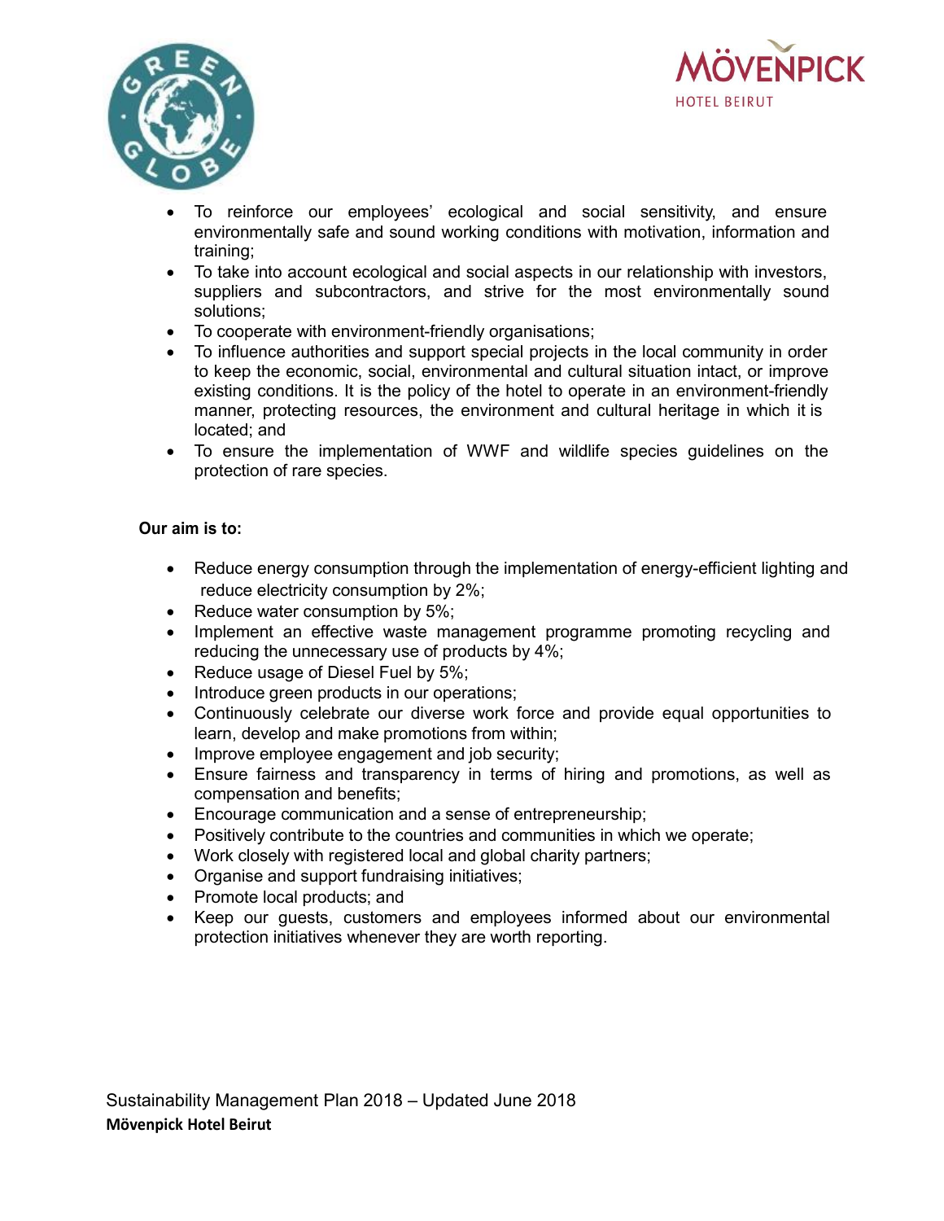- To reinforce our employees' ecological and social sensitivity, and ensure environmentally safe and sound working conditions with motivation, information and training;
- To take into account ecological and social aspects in our relationship with investors, suppliers and subcontractors, and strive for the most environmentally sound solutions;
- To cooperate with environment-friendly organisations;
- To influence authorities and support special projects in the local community in order to keep the economic, social, environmental and cultural situation intact, or improve existing conditions. It is the policy of the hotel to operate in an environment-friendly manner, protecting resources, the environment and cultural heritage in which it is located; and
- To ensure the implementation of WWF and wildlife species guidelines on the protection of rare species.

**Our aim is to:**

- Reduce energy consumption through the implementation of energy-efficient lighting and reduce electricity consumption by 2%;
- Reduce water consumption by 5%;
- Implement an effective waste management programme promoting recycling and reducing the unnecessary use of products by 4%;
- Reduce usage of Diesel Fuel by 5%;
- Introduce green products in our operations;
- Continuously celebrate our diverse work force and provide equal opportunities to learn, develop and make promotions from within;
- Improve employee engagement and job security;
- Ensure fairness and transparency in terms of hiring and promotions, as well as compensation and benefits;
- Encourage communication and a sense of entrepreneurship;
- Positively contribute to the countries and communities in which we operate;
- Work closely with registered local and global charity partners;
- Organise and support fundraising initiatives;
- Promote local products; and
- Keep our guests, customers and employees informed about our environmental protection initiatives whenever they are worth reporting.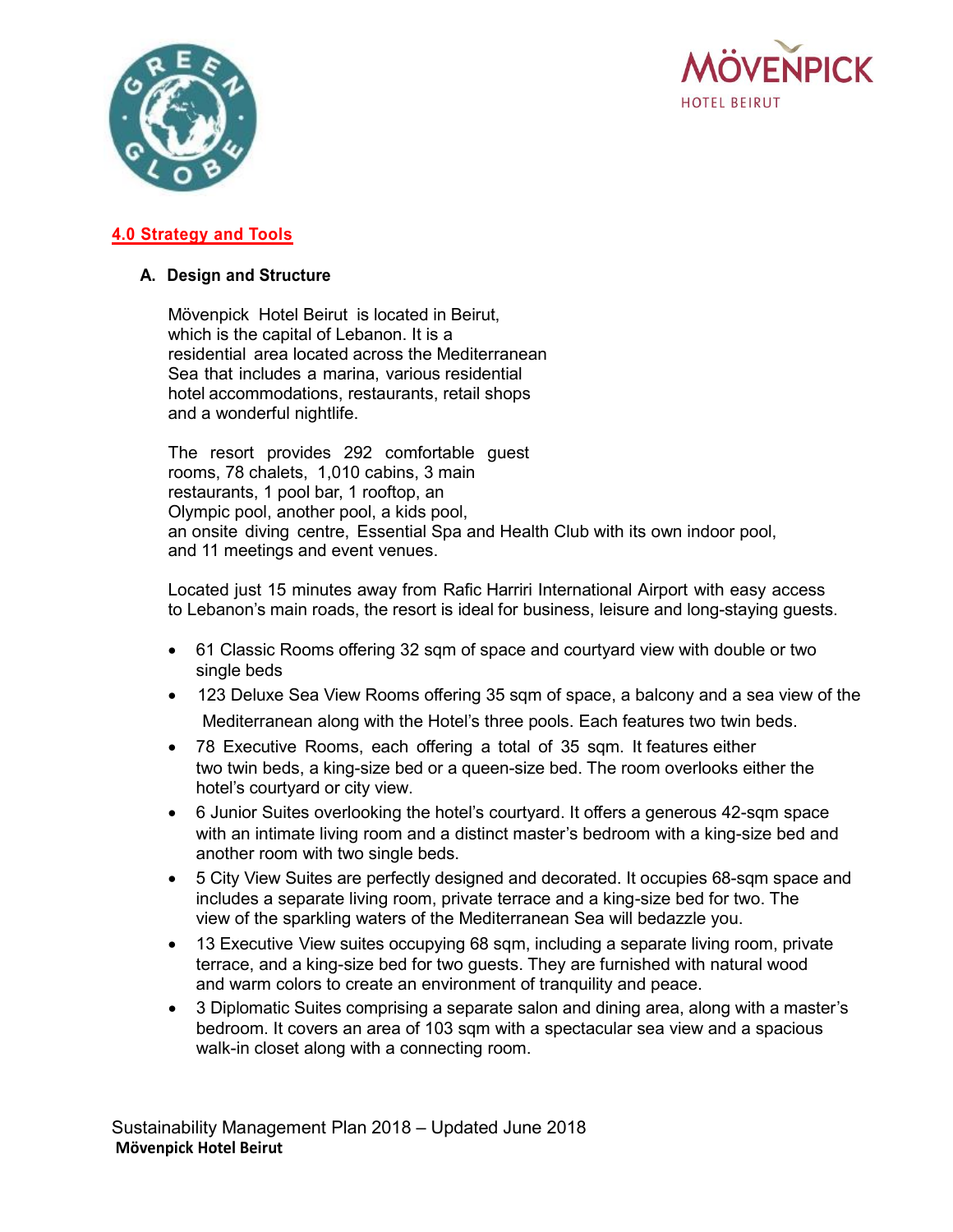## 4.0 Strategy and Tools

### A. Design and Structure

Mövenpick Hotel Beirut is located in Beirut, which is the capital of Lebanon. It is a residential area located across the Mediterranean Sea that includes a marina, various residential hotel accommodations, restaurants, retail shops and a wonderful nightlife.

The resort provides 292 comfortable guest rooms, 78 chalets, 1,010 cabins, 3 main restaurants, 1 pool bar, 1 rooftop, an Olympic pool, another pool, a kids pool, an onsite diving centre, Essential Spa and Health Club with its own indoor pool, and 11 meetings and event venues.

Located just 15 minutes away from Rafic Harriri International Airport with easy access to Lebanon's main roads, the resort is ideal for business, leisure and long-staying guests.

- 61 Classic Rooms offering 32 sqm of space and courtyard view with double or two single beds
- 123 Deluxe Sea View Rooms offering 35 sqm of space, a balcony and a sea view of the Mediterranean along with the Hotel's three pools. Each features two twin beds.
- 78 Executive Rooms, each offering a total of 35 sqm. It features either two twin beds, a king-size bed or a queen-size bed. The room overlooks either the hotel's courtyard or city view.
- 6 Junior Suites overlooking the hotel's courtyard. It offers a generous 42-sqm space with an intimate living room and a distinct master's bedroom with a king-size bed and another room with two single beds.
- 5 City View Suites are perfectly designed and decorated. It occupies 68-sqm space and includes a separate living room, private terrace and a king-size bed for two. The view of the sparkling waters of the Mediterranean Sea will bedazzle you.
- 13 Executive View suites occupying 68 sqm, including a separate living room, private terrace, and a king-size bed for two guests. They are furnished with natural wood and warm colors to create an environment of tranquility and peace.
- 3 Diplomatic Suites comprising a separate salon and dining area, along with a master's bedroom. It covers an area of 103 sqm with a spectacular sea view and a spacious walk-in closet along with a connecting room.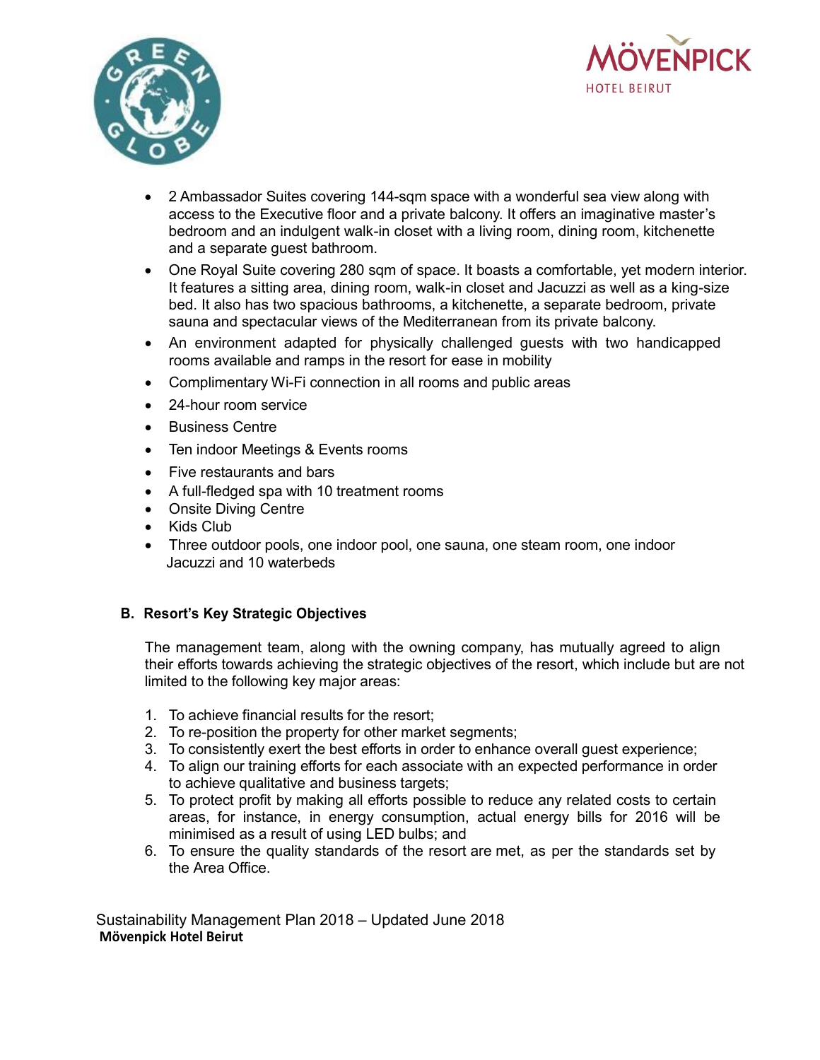- 2 Ambassador Suites covering 144-sqm space with a wonderful sea view along with access to the Executive floor and a private balcony. It offers an imaginative master's bedroom and an indulgent walk-in closet with a living room, dining room, kitchenette and a separate guest bathroom.
- One Royal Suite covering 280 sqm of space. It boasts a comfortable, yet modern interior. It features a sitting area, dining room, walk-in closet and Jacuzzi as well as a king-size bed. It also has two spacious bathrooms, a kitchenette, a separate bedroom, private sauna and spectacular views of the Mediterranean from its private balcony.
- An environment adapted for physically challenged guests with two handicapped rooms available and ramps in the resort for ease in mobility
- Complimentary Wi-Fi connection in all rooms and public areas
- 24-hour room service
- Business Centre
- Ten indoor Meetings & Events rooms
- Five restaurants and bars
- A full-fledged spa with 10 treatment rooms
- Onsite Diving Centre
- Kids Club
- Three outdoor pools, one indoor pool, one sauna, one steam room, one indoor Jacuzzi and 10 waterbeds

## B. Resort's Key Strategic Objectives

The management team, along with the owning company, has mutually agreed to align their efforts towards achieving the strategic objectives of the resort, which include but are not limited to the following key major areas:

1. To achieve financial results for the resort;
2. To re-position the property for other market segments;
3. To consistently exert the best efforts in order to enhance overall guest experience;
4. To align our training efforts for each associate with an expected performance in order to achieve qualitative and business targets;
5. To protect profit by making all efforts possible to reduce any related costs to certain areas, for instance, in energy consumption, actual energy bills for 2016 will be minimised as a result of using LED bulbs; and
6. To ensure the quality standards of the resort are met, as per the standards set by the Area Office.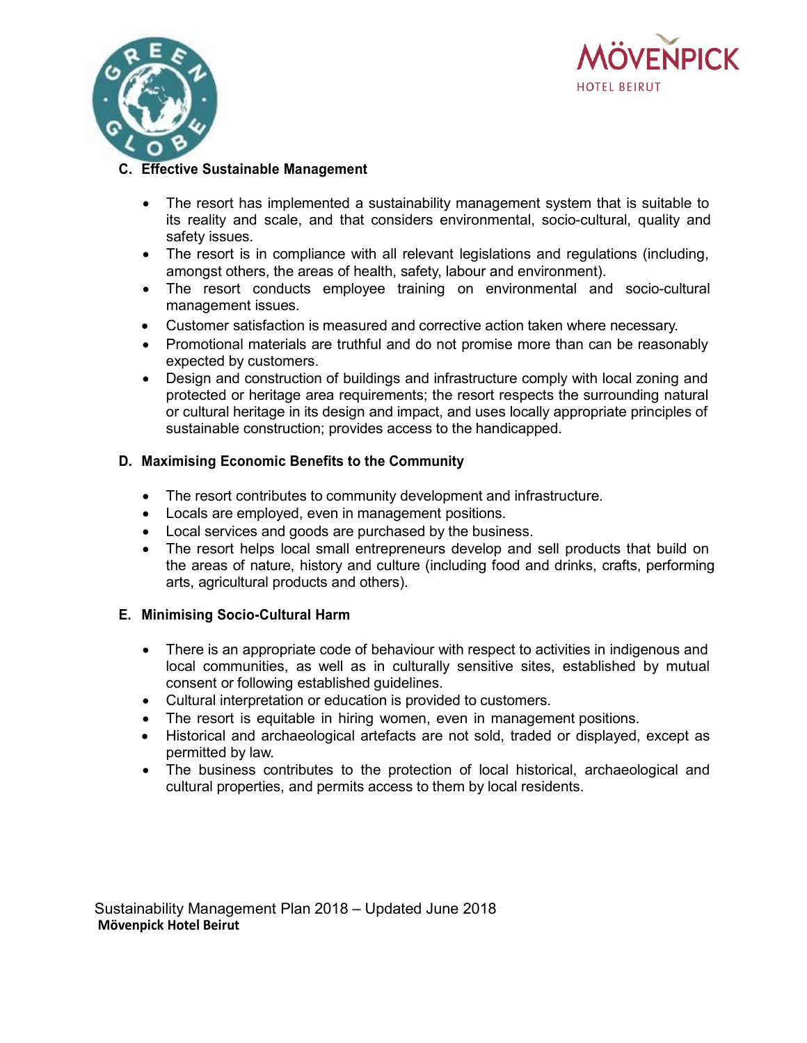### C. Effective Sustainable Management

- The resort has implemented a sustainability management system that is suitable to its reality and scale, and that considers environmental, socio-cultural, quality and safety issues.
- The resort is in compliance with all relevant legislations and regulations (including, amongst others, the areas of health, safety, labour and environment).
- The resort conducts employee training on environmental and socio-cultural management issues.
- Customer satisfaction is measured and corrective action taken where necessary.
- Promotional materials are truthful and do not promise more than can be reasonably expected by customers.
- Design and construction of buildings and infrastructure comply with local zoning and protected or heritage area requirements; the resort respects the surrounding natural or cultural heritage in its design and impact, and uses locally appropriate principles of sustainable construction; provides access to the handicapped.

### D. Maximising Economic Benefits to the Community

- The resort contributes to community development and infrastructure.
- Locals are employed, even in management positions.
- Local services and goods are purchased by the business.
- The resort helps local small entrepreneurs develop and sell products that build on the areas of nature, history and culture (including food and drinks, crafts, performing arts, agricultural products and others).

### E. Minimising Socio-Cultural Harm

- There is an appropriate code of behaviour with respect to activities in indigenous and local communities, as well as in culturally sensitive sites, established by mutual consent or following established guidelines.
- Cultural interpretation or education is provided to customers.
- The resort is equitable in hiring women, even in management positions.
- Historical and archaeological artefacts are not sold, traded or displayed, except as permitted by law.
- The business contributes to the protection of local historical, archaeological and cultural properties, and permits access to them by local residents.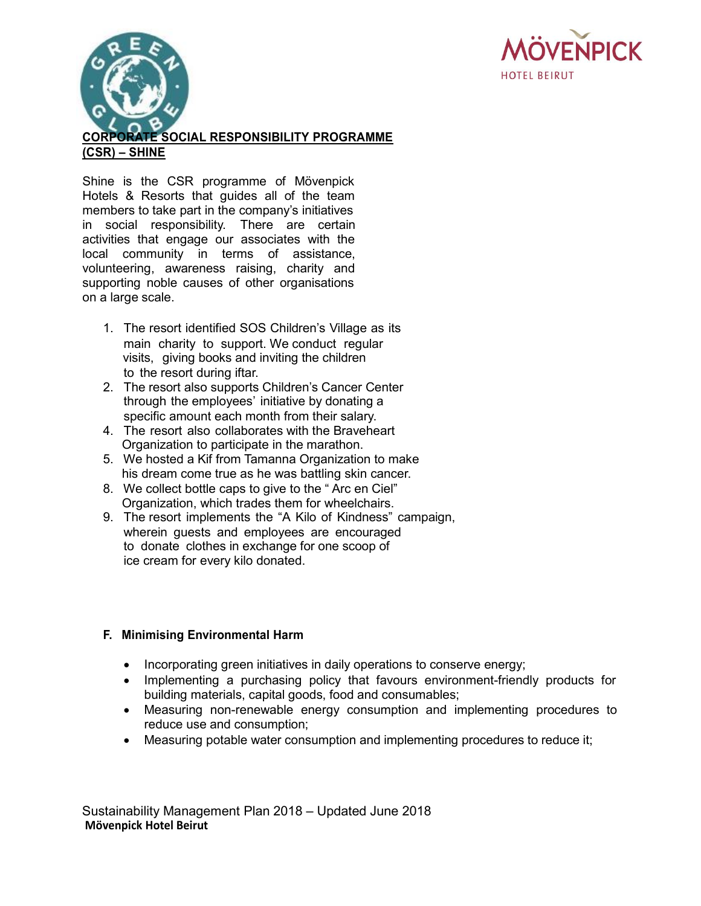## CORPORATE SOCIAL RESPONSIBILITY PROGRAMME (CSR) – SHINE

Shine is the CSR programme of Mövenpick Hotels & Resorts that guides all of the team members to take part in the company's initiatives in social responsibility. There are certain activities that engage our associates with the local community in terms of assistance, volunteering, awareness raising, charity and supporting noble causes of other organisations on a large scale.

1. The resort identified SOS Children's Village as its main charity to support. We conduct regular visits, giving books and inviting the children to the resort during iftar.
2. The resort also supports Children's Cancer Center through the employees' initiative by donating a specific amount each month from their salary.
4. The resort also collaborates with the Braveheart Organization to participate in the marathon.
5. We hosted a Kif from Tamanna Organization to make his dream come true as he was battling skin cancer.
8. We collect bottle caps to give to the " Arc en Ciel" Organization, which trades them for wheelchairs.
9. The resort implements the "A Kilo of Kindness" campaign, wherein guests and employees are encouraged to donate clothes in exchange for one scoop of ice cream for every kilo donated.

### F. Minimising Environmental Harm

- Incorporating green initiatives in daily operations to conserve energy;
- Implementing a purchasing policy that favours environment-friendly products for building materials, capital goods, food and consumables;
- Measuring non-renewable energy consumption and implementing procedures to reduce use and consumption;
- Measuring potable water consumption and implementing procedures to reduce it;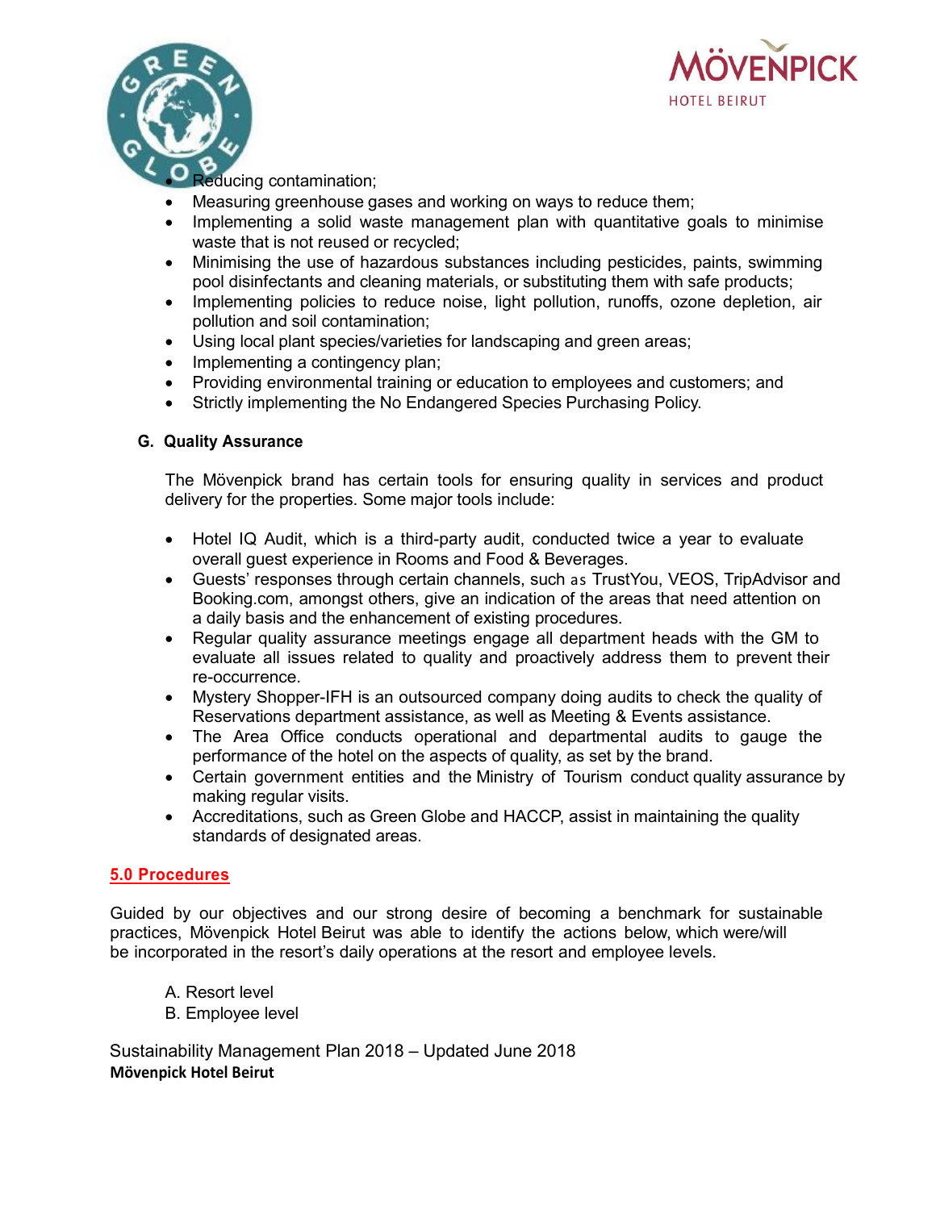- Reducing contamination;
- Measuring greenhouse gases and working on ways to reduce them;
- Implementing a solid waste management plan with quantitative goals to minimise waste that is not reused or recycled;
- Minimising the use of hazardous substances including pesticides, paints, swimming pool disinfectants and cleaning materials, or substituting them with safe products;
- Implementing policies to reduce noise, light pollution, runoffs, ozone depletion, air pollution and soil contamination;
- Using local plant species/varieties for landscaping and green areas;
- Implementing a contingency plan;
- Providing environmental training or education to employees and customers; and
- Strictly implementing the No Endangered Species Purchasing Policy.

### G. Quality Assurance

The Mövenpick brand has certain tools for ensuring quality in services and product delivery for the properties. Some major tools include:

- Hotel IQ Audit, which is a third-party audit, conducted twice a year to evaluate overall guest experience in Rooms and Food & Beverages.
- Guests' responses through certain channels, such as TrustYou, VEOS, TripAdvisor and Booking.com, amongst others, give an indication of the areas that need attention on a daily basis and the enhancement of existing procedures.
- Regular quality assurance meetings engage all department heads with the GM to evaluate all issues related to quality and proactively address them to prevent their re-occurrence.
- Mystery Shopper-IFH is an outsourced company doing audits to check the quality of Reservations department assistance, as well as Meeting & Events assistance.
- The Area Office conducts operational and departmental audits to gauge the performance of the hotel on the aspects of quality, as set by the brand.
- Certain government entities and the Ministry of Tourism conduct quality assurance by making regular visits.
- Accreditations, such as Green Globe and HACCP, assist in maintaining the quality standards of designated areas.

## 5.0 Procedures

Guided by our objectives and our strong desire of becoming a benchmark for sustainable practices, Mövenpick Hotel Beirut was able to identify the actions below, which were/will be incorporated in the resort's daily operations at the resort and employee levels.

A. Resort level
B. Employee level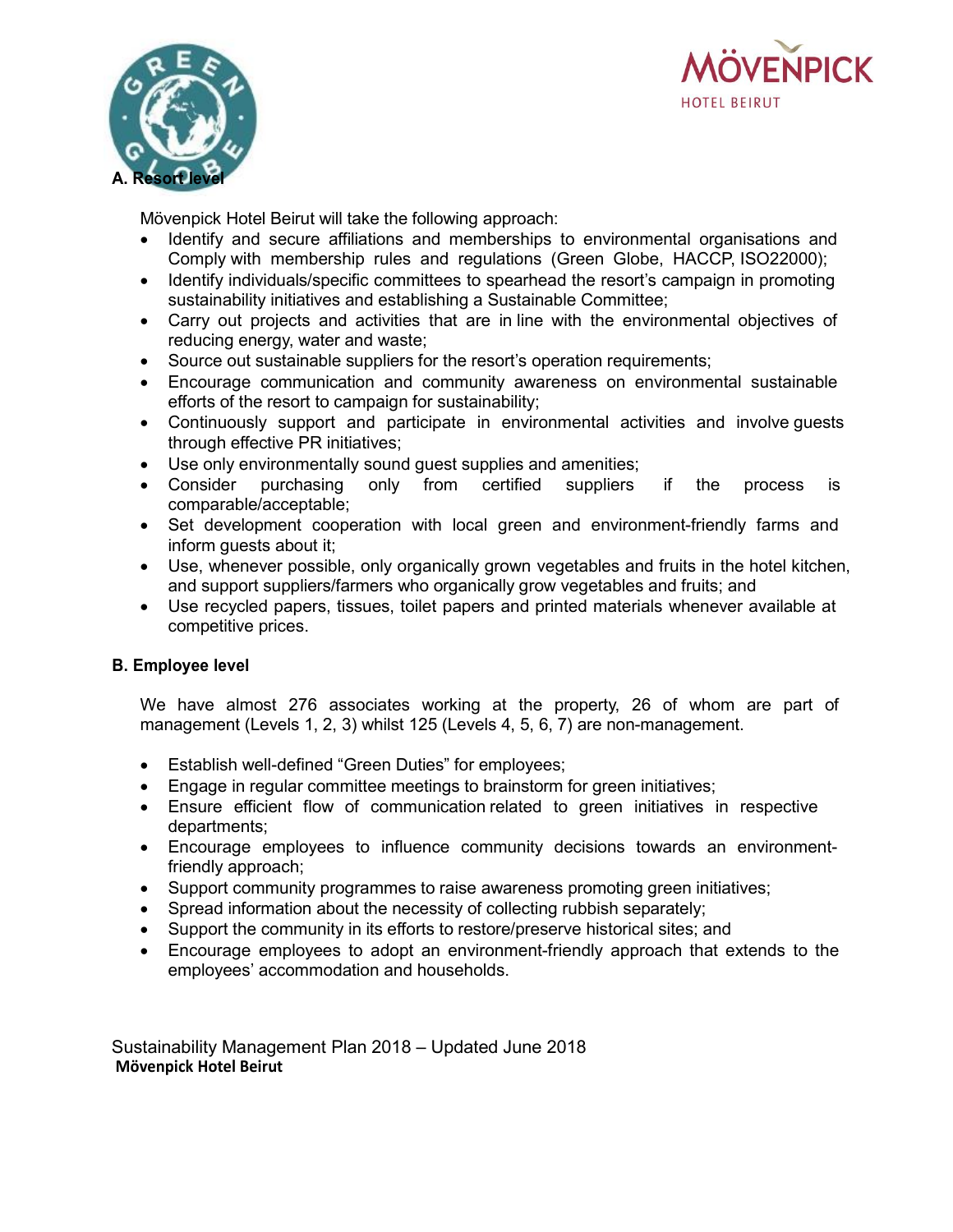**A. Resort level**

Mövenpick Hotel Beirut will take the following approach:

- Identify and secure affiliations and memberships to environmental organisations and Comply with membership rules and regulations (Green Globe, HACCP, ISO22000);
- Identify individuals/specific committees to spearhead the resort's campaign in promoting sustainability initiatives and establishing a Sustainable Committee;
- Carry out projects and activities that are in line with the environmental objectives of reducing energy, water and waste;
- Source out sustainable suppliers for the resort's operation requirements;
- Encourage communication and community awareness on environmental sustainable efforts of the resort to campaign for sustainability;
- Continuously support and participate in environmental activities and involve guests through effective PR initiatives;
- Use only environmentally sound guest supplies and amenities;
- Consider purchasing only from certified suppliers if the process is comparable/acceptable;
- Set development cooperation with local green and environment-friendly farms and inform guests about it;
- Use, whenever possible, only organically grown vegetables and fruits in the hotel kitchen, and support suppliers/farmers who organically grow vegetables and fruits; and
- Use recycled papers, tissues, toilet papers and printed materials whenever available at competitive prices.

**B. Employee level**

We have almost 276 associates working at the property, 26 of whom are part of management (Levels 1, 2, 3) whilst 125 (Levels 4, 5, 6, 7) are non-management.

- Establish well-defined "Green Duties" for employees;
- Engage in regular committee meetings to brainstorm for green initiatives;
- Ensure efficient flow of communication related to green initiatives in respective departments;
- Encourage employees to influence community decisions towards an environment-friendly approach;
- Support community programmes to raise awareness promoting green initiatives;
- Spread information about the necessity of collecting rubbish separately;
- Support the community in its efforts to restore/preserve historical sites; and
- Encourage employees to adopt an environment-friendly approach that extends to the employees' accommodation and households.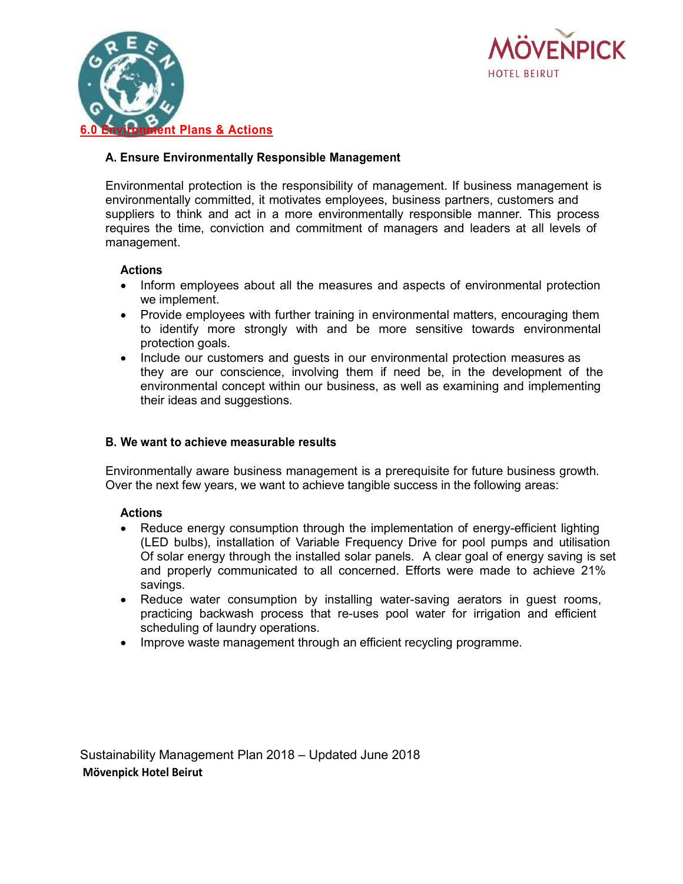## 6.0 Environment Plans & Actions

### A. Ensure Environmentally Responsible Management

Environmental protection is the responsibility of management. If business management is environmentally committed, it motivates employees, business partners, customers and suppliers to think and act in a more environmentally responsible manner. This process requires the time, conviction and commitment of managers and leaders at all levels of management.

**Actions**

- Inform employees about all the measures and aspects of environmental protection we implement.
- Provide employees with further training in environmental matters, encouraging them to identify more strongly with and be more sensitive towards environmental protection goals.
- Include our customers and guests in our environmental protection measures as they are our conscience, involving them if need be, in the development of the environmental concept within our business, as well as examining and implementing their ideas and suggestions.

### B. We want to achieve measurable results

Environmentally aware business management is a prerequisite for future business growth. Over the next few years, we want to achieve tangible success in the following areas:

**Actions**

- Reduce energy consumption through the implementation of energy-efficient lighting (LED bulbs), installation of Variable Frequency Drive for pool pumps and utilisation Of solar energy through the installed solar panels. A clear goal of energy saving is set and properly communicated to all concerned. Efforts were made to achieve 21% savings.
- Reduce water consumption by installing water-saving aerators in guest rooms, practicing backwash process that re-uses pool water for irrigation and efficient scheduling of laundry operations.
- Improve waste management through an efficient recycling programme.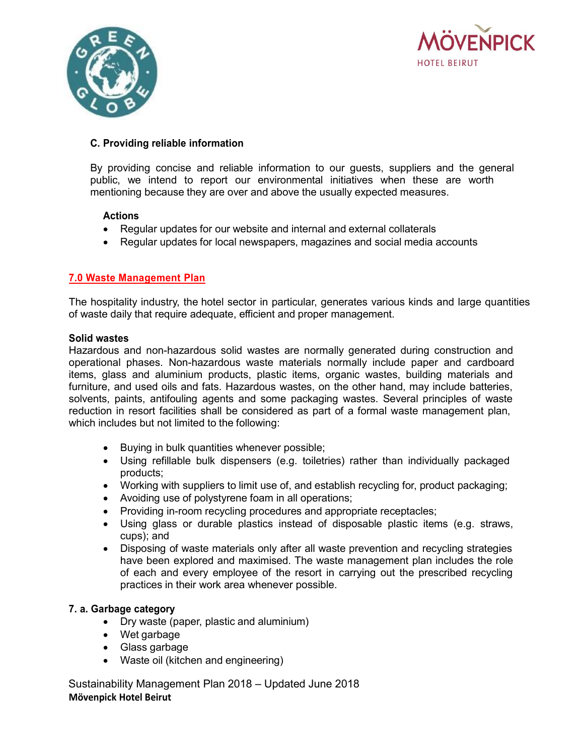### C. Providing reliable information

By providing concise and reliable information to our guests, suppliers and the general public, we intend to report our environmental initiatives when these are worth mentioning because they are over and above the usually expected measures.

**Actions**

- Regular updates for our website and internal and external collaterals
- Regular updates for local newspapers, magazines and social media accounts

## 7.0 Waste Management Plan

The hospitality industry, the hotel sector in particular, generates various kinds and large quantities of waste daily that require adequate, efficient and proper management.

**Solid wastes**

Hazardous and non-hazardous solid wastes are normally generated during construction and operational phases. Non-hazardous waste materials normally include paper and cardboard items, glass and aluminium products, plastic items, organic wastes, building materials and furniture, and used oils and fats. Hazardous wastes, on the other hand, may include batteries, solvents, paints, antifouling agents and some packaging wastes. Several principles of waste reduction in resort facilities shall be considered as part of a formal waste management plan, which includes but not limited to the following:

- Buying in bulk quantities whenever possible;
- Using refillable bulk dispensers (e.g. toiletries) rather than individually packaged products;
- Working with suppliers to limit use of, and establish recycling for, product packaging;
- Avoiding use of polystyrene foam in all operations;
- Providing in-room recycling procedures and appropriate receptacles;
- Using glass or durable plastics instead of disposable plastic items (e.g. straws, cups); and
- Disposing of waste materials only after all waste prevention and recycling strategies have been explored and maximised. The waste management plan includes the role of each and every employee of the resort in carrying out the prescribed recycling practices in their work area whenever possible.

### 7. a. Garbage category

- Dry waste (paper, plastic and aluminium)
- Wet garbage
- Glass garbage
- Waste oil (kitchen and engineering)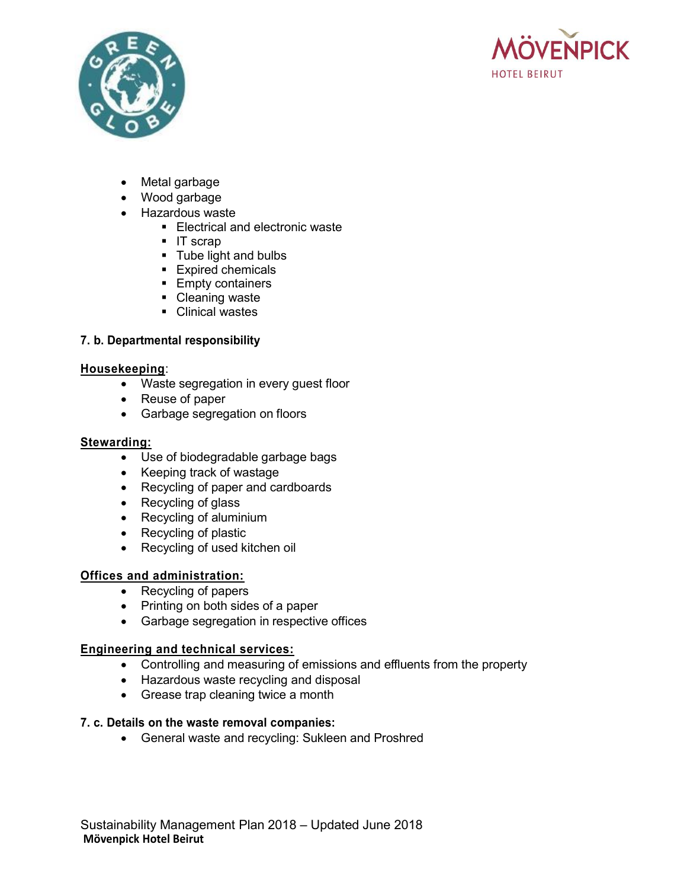- Metal garbage
- Wood garbage
- Hazardous waste
  - Electrical and electronic waste
  - IT scrap
  - Tube light and bulbs
  - Expired chemicals
  - Empty containers
  - Cleaning waste
  - Clinical wastes

**7. b. Departmental responsibility**

**Housekeeping**:

- Waste segregation in every guest floor
- Reuse of paper
- Garbage segregation on floors

**Stewarding:**

- Use of biodegradable garbage bags
- Keeping track of wastage
- Recycling of paper and cardboards
- Recycling of glass
- Recycling of aluminium
- Recycling of plastic
- Recycling of used kitchen oil

**Offices and administration:**

- Recycling of papers
- Printing on both sides of a paper
- Garbage segregation in respective offices

**Engineering and technical services:**

- Controlling and measuring of emissions and effluents from the property
- Hazardous waste recycling and disposal
- Grease trap cleaning twice a month

**7. c. Details on the waste removal companies:**

- General waste and recycling: Sukleen and Proshred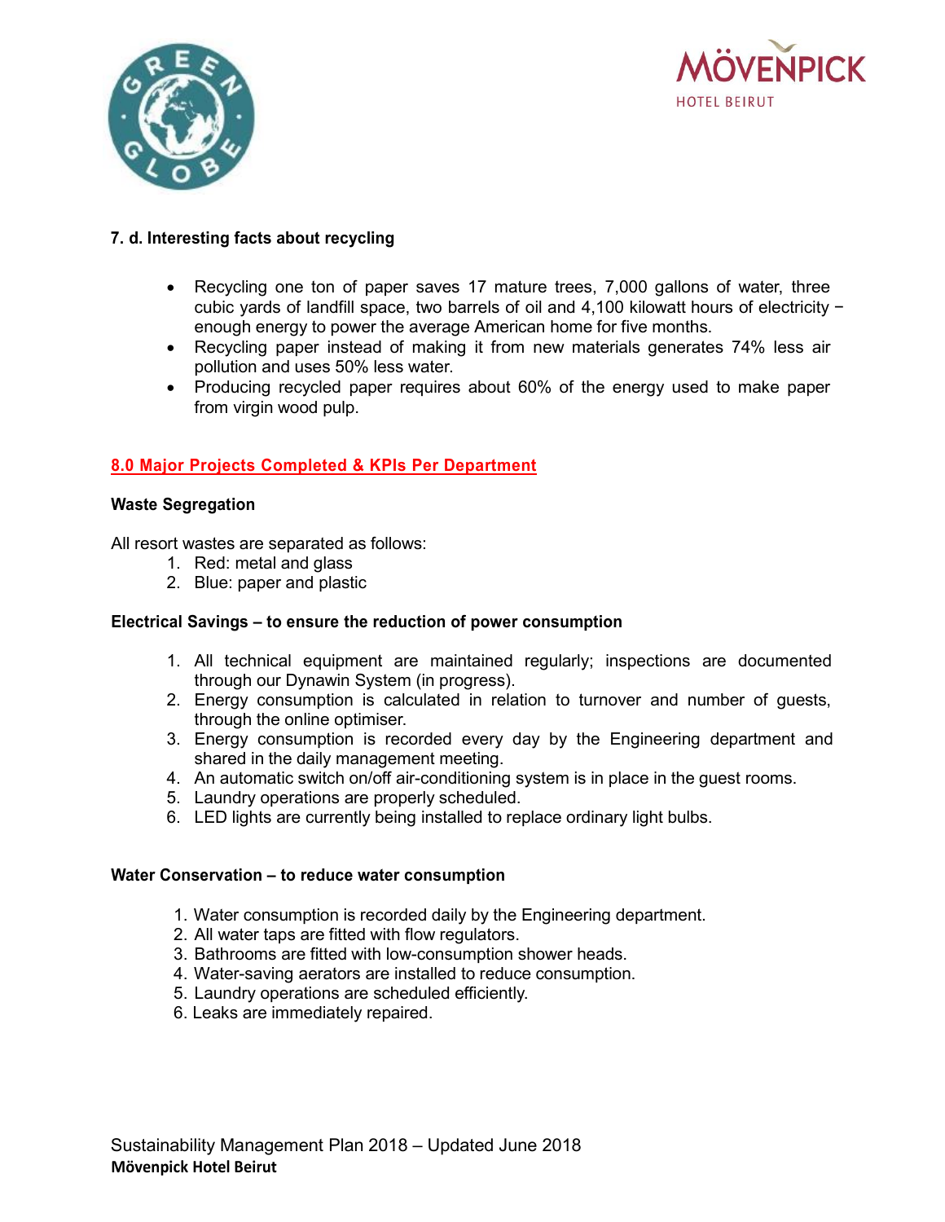### 7. d. Interesting facts about recycling

- Recycling one ton of paper saves 17 mature trees, 7,000 gallons of water, three cubic yards of landfill space, two barrels of oil and 4,100 kilowatt hours of electricity − enough energy to power the average American home for five months.
- Recycling paper instead of making it from new materials generates 74% less air pollution and uses 50% less water.
- Producing recycled paper requires about 60% of the energy used to make paper from virgin wood pulp.

## 8.0 Major Projects Completed & KPIs Per Department

**Waste Segregation**

All resort wastes are separated as follows:

1. Red: metal and glass
2. Blue: paper and plastic

**Electrical Savings – to ensure the reduction of power consumption**

1. All technical equipment are maintained regularly; inspections are documented through our Dynawin System (in progress).
2. Energy consumption is calculated in relation to turnover and number of guests, through the online optimiser.
3. Energy consumption is recorded every day by the Engineering department and shared in the daily management meeting.
4. An automatic switch on/off air-conditioning system is in place in the guest rooms.
5. Laundry operations are properly scheduled.
6. LED lights are currently being installed to replace ordinary light bulbs.

**Water Conservation – to reduce water consumption**

1. Water consumption is recorded daily by the Engineering department.
2. All water taps are fitted with flow regulators.
3. Bathrooms are fitted with low-consumption shower heads.
4. Water-saving aerators are installed to reduce consumption.
5. Laundry operations are scheduled efficiently.
6. Leaks are immediately repaired.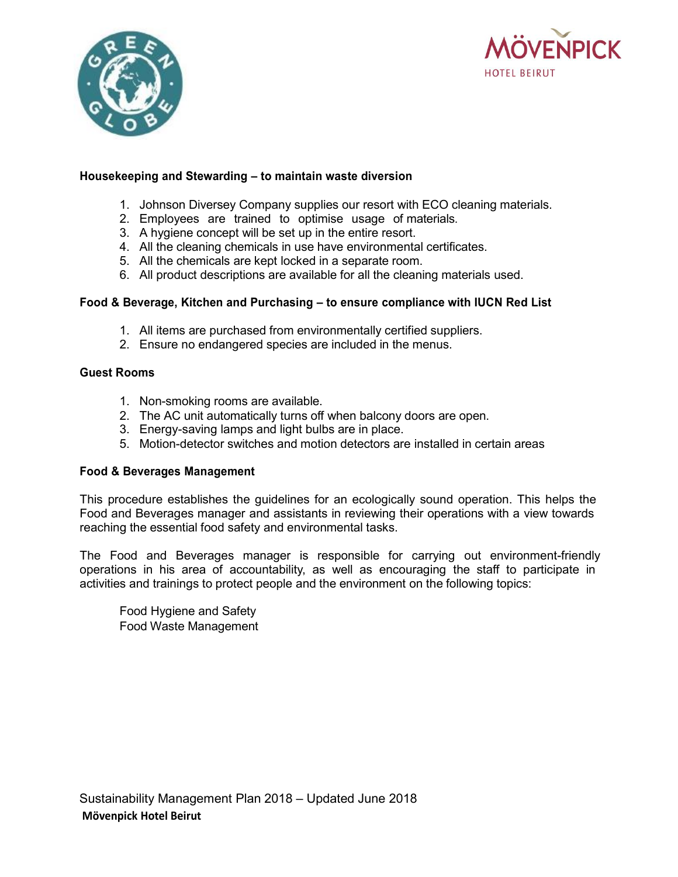**Housekeeping and Stewarding – to maintain waste diversion**

1. Johnson Diversey Company supplies our resort with ECO cleaning materials.
2. Employees are trained to optimise usage of materials.
3. A hygiene concept will be set up in the entire resort.
4. All the cleaning chemicals in use have environmental certificates.
5. All the chemicals are kept locked in a separate room.
6. All product descriptions are available for all the cleaning materials used.

**Food & Beverage, Kitchen and Purchasing – to ensure compliance with IUCN Red List**

1. All items are purchased from environmentally certified suppliers.
2. Ensure no endangered species are included in the menus.

**Guest Rooms**

1. Non-smoking rooms are available.
2. The AC unit automatically turns off when balcony doors are open.
3. Energy-saving lamps and light bulbs are in place.
5. Motion-detector switches and motion detectors are installed in certain areas

**Food & Beverages Management**

This procedure establishes the guidelines for an ecologically sound operation. This helps the Food and Beverages manager and assistants in reviewing their operations with a view towards reaching the essential food safety and environmental tasks.

The Food and Beverages manager is responsible for carrying out environment-friendly operations in his area of accountability, as well as encouraging the staff to participate in activities and trainings to protect people and the environment on the following topics:

Food Hygiene and Safety
Food Waste Management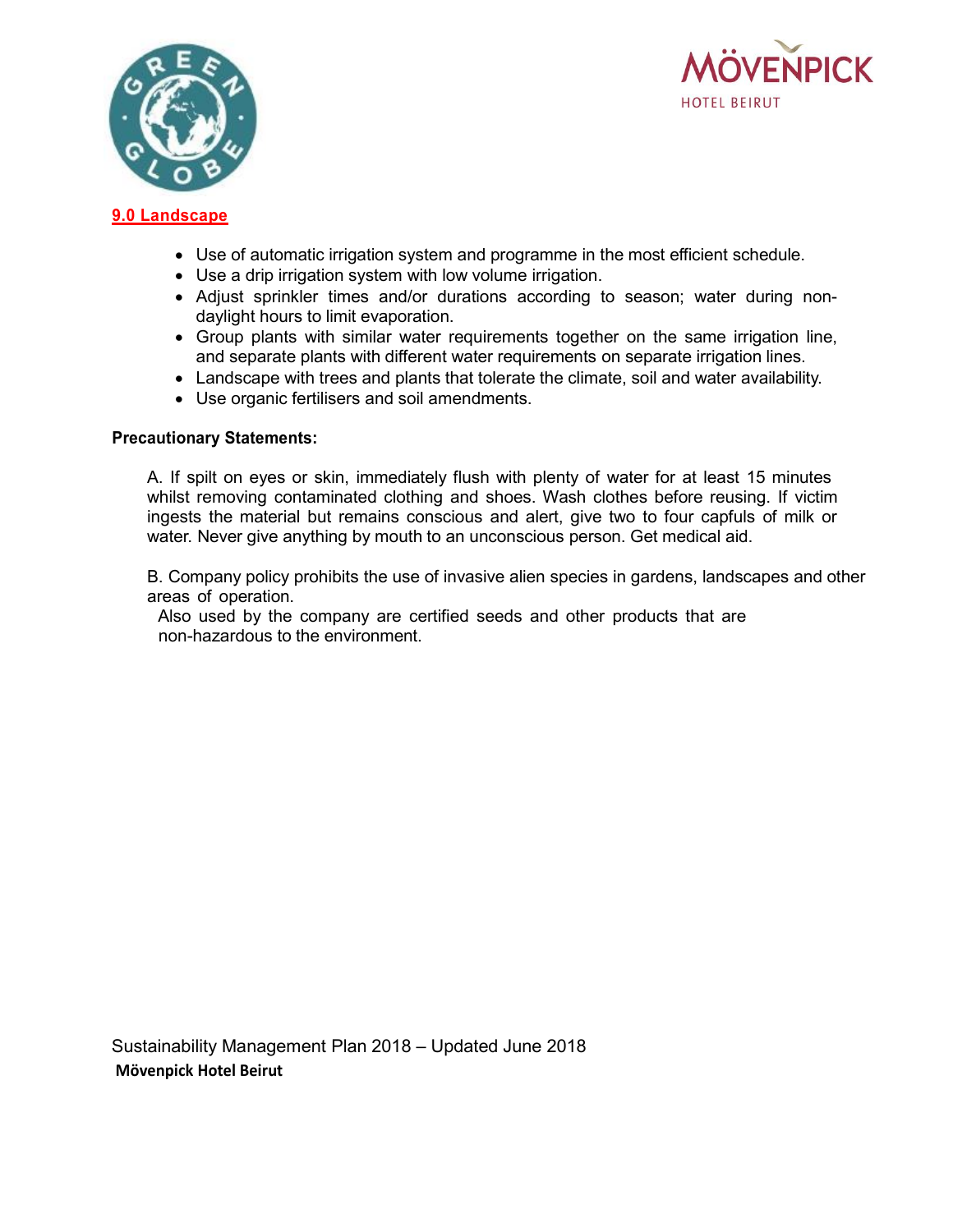## 9.0 Landscape

- Use of automatic irrigation system and programme in the most efficient schedule.
- Use a drip irrigation system with low volume irrigation.
- Adjust sprinkler times and/or durations according to season; water during non-daylight hours to limit evaporation.
- Group plants with similar water requirements together on the same irrigation line, and separate plants with different water requirements on separate irrigation lines.
- Landscape with trees and plants that tolerate the climate, soil and water availability.
- Use organic fertilisers and soil amendments.

**Precautionary Statements:**

A. If spilt on eyes or skin, immediately flush with plenty of water for at least 15 minutes whilst removing contaminated clothing and shoes. Wash clothes before reusing. If victim ingests the material but remains conscious and alert, give two to four capfuls of milk or water. Never give anything by mouth to an unconscious person. Get medical aid.

B. Company policy prohibits the use of invasive alien species in gardens, landscapes and other areas of operation.
Also used by the company are certified seeds and other products that are non-hazardous to the environment.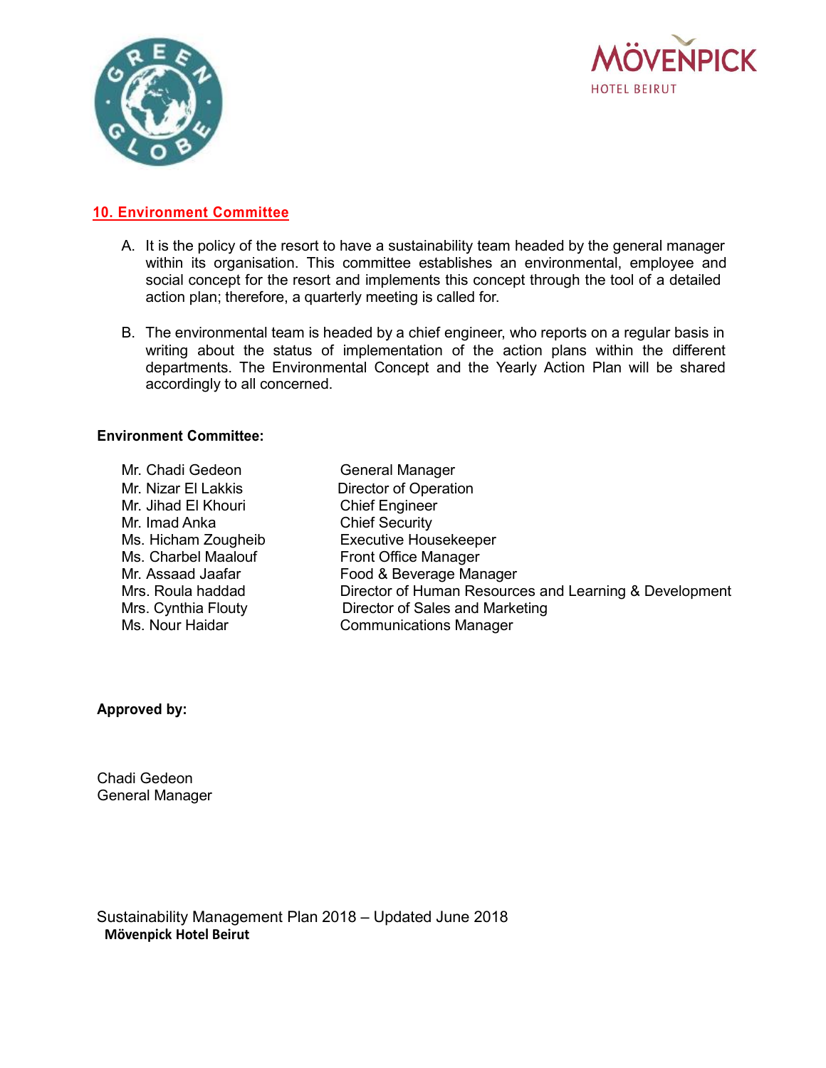## 10. Environment Committee

A. It is the policy of the resort to have a sustainability team headed by the general manager within its organisation. This committee establishes an environmental, employee and social concept for the resort and implements this concept through the tool of a detailed action plan; therefore, a quarterly meeting is called for.

B. The environmental team is headed by a chief engineer, who reports on a regular basis in writing about the status of implementation of the action plans within the different departments. The Environmental Concept and the Yearly Action Plan will be shared accordingly to all concerned.

**Environment Committee:**

| | |
|---|---|
| Mr. Chadi Gedeon | General Manager |
| Mr. Nizar El Lakkis | Director of Operation |
| Mr. Jihad El Khouri | Chief Engineer |
| Mr. Imad Anka | Chief Security |
| Ms. Hicham Zougheib | Executive Housekeeper |
| Ms. Charbel Maalouf | Front Office Manager |
| Mr. Assaad Jaafar | Food & Beverage Manager |
| Mrs. Roula haddad | Director of Human Resources and Learning & Development |
| Mrs. Cynthia Flouty | Director of Sales and Marketing |
| Ms. Nour Haidar | Communications Manager |

**Approved by:**

Chadi Gedeon
General Manager

Sustainability Management Plan 2018 – Updated June 2018
**Mövenpick Hotel Beirut**